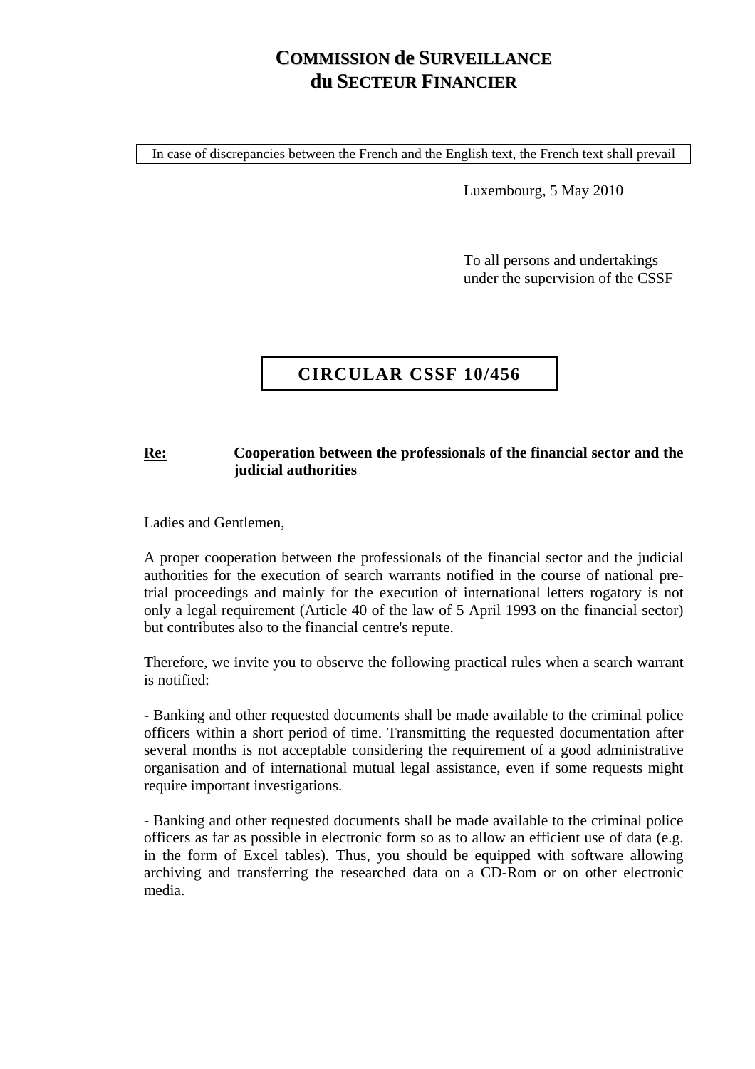# COMMISSION de SURVEILLANCE du SECTEUR FINANCIER

In case of discrepancies between the French and the English text, the French text shall prevail

Luxembourg, 5 May 2010

To all persons and undertakings
under the supervision of the CSSF

## CIRCULAR CSSF 10/456

**Re:** **Cooperation between the professionals of the financial sector and the judicial authorities**

Ladies and Gentlemen,

A proper cooperation between the professionals of the financial sector and the judicial authorities for the execution of search warrants notified in the course of national pre-trial proceedings and mainly for the execution of international letters rogatory is not only a legal requirement (Article 40 of the law of 5 April 1993 on the financial sector) but contributes also to the financial centre's repute.

Therefore, we invite you to observe the following practical rules when a search warrant is notified:

- Banking and other requested documents shall be made available to the criminal police officers within a short period of time. Transmitting the requested documentation after several months is not acceptable considering the requirement of a good administrative organisation and of international mutual legal assistance, even if some requests might require important investigations.

- Banking and other requested documents shall be made available to the criminal police officers as far as possible in electronic form so as to allow an efficient use of data (e.g. in the form of Excel tables). Thus, you should be equipped with software allowing archiving and transferring the researched data on a CD-Rom or on other electronic media.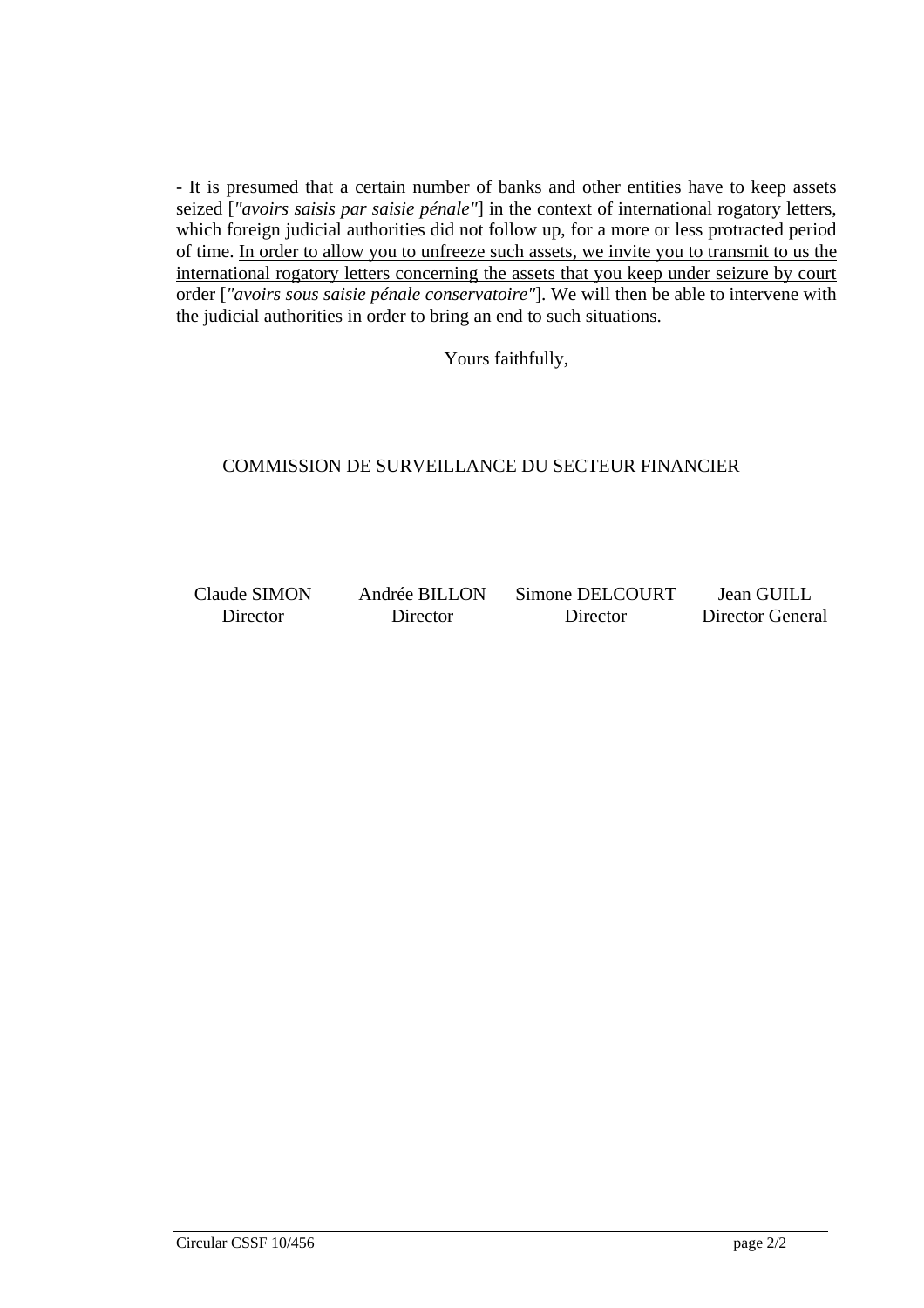- It is presumed that a certain number of banks and other entities have to keep assets seized [*"avoirs saisis par saisie pénale"*] in the context of international rogatory letters, which foreign judicial authorities did not follow up, for a more or less protracted period of time. <u>In order to allow you to unfreeze such assets, we invite you to transmit to us the international rogatory letters concerning the assets that you keep under seizure by court order [*"avoirs sous saisie pénale conservatoire"*].</u> We will then be able to intervene with the judicial authorities in order to bring an end to such situations.

Yours faithfully,

COMMISSION DE SURVEILLANCE DU SECTEUR FINANCIER

| | | | |
|---|---|---|---|
| Claude SIMON<br>Director | Andrée BILLON<br>Director | Simone DELCOURT<br>Director | Jean GUILL<br>Director General |